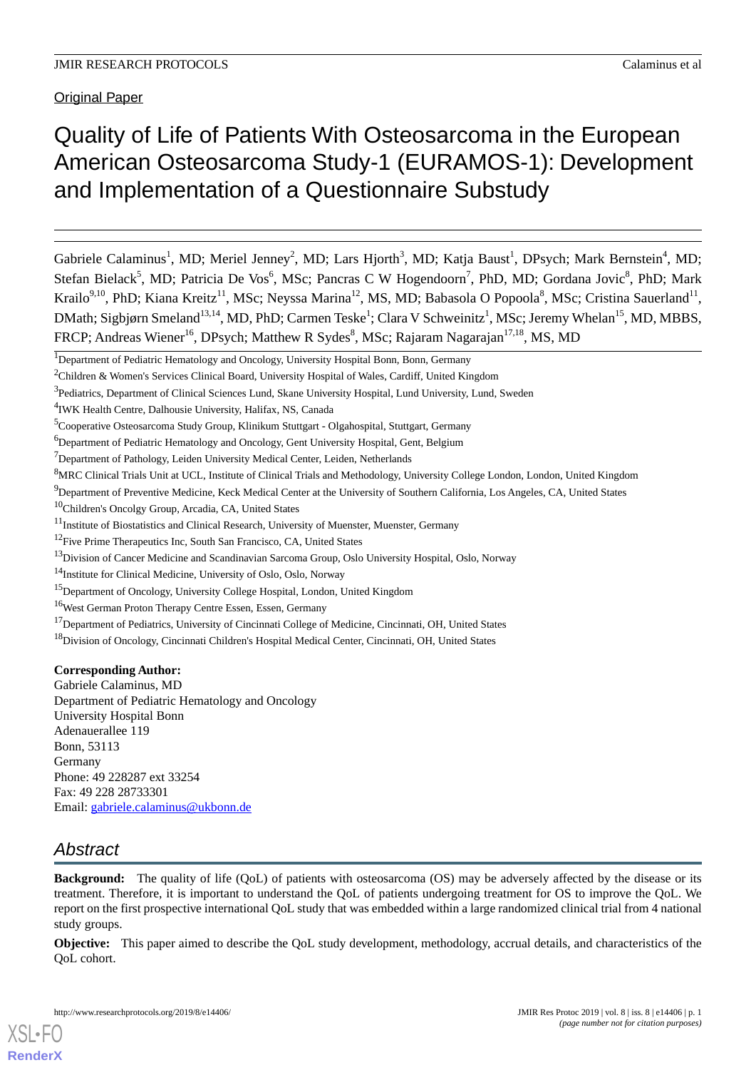Original Paper

# Quality of Life of Patients With Osteosarcoma in the European American Osteosarcoma Study-1 (EURAMOS-1): Development and Implementation of a Questionnaire Substudy

Gabriele Calaminus[1], MD; Meriel Jenney[2], MD; Lars Hjorth[3], MD; Katja Baust[1], DPsych; Mark Bernstein[4], MD; Stefan Bielack[5], MD; Patricia De Vos[6], MSc; Pancras C W Hogendoorn[7], PhD, MD; Gordana Jovic[8], PhD; Mark Krailo[9,10], PhD; Kiana Kreitz[11], MSc; Neyssa Marina[12], MS, MD; Babasola O Popoola[8], MSc; Cristina Sauerland[11], DMath; Sigbjørn Smeland[13,14], MD, PhD; Carmen Teske[1]; Clara V Schweinitz[1], MSc; Jeremy Whelan[15], MD, MBBS, FRCP; Andreas Wiener[16], DPsych; Matthew R Sydes[8], MSc; Rajaram Nagarajan[17,18], MS, MD

[1]Department of Pediatric Hematology and Oncology, University Hospital Bonn, Bonn, Germany
[2]Children & Women's Services Clinical Board, University Hospital of Wales, Cardiff, United Kingdom
[3]Pediatrics, Department of Clinical Sciences Lund, Skane University Hospital, Lund University, Lund, Sweden
[4]IWK Health Centre, Dalhousie University, Halifax, NS, Canada
[5]Cooperative Osteosarcoma Study Group, Klinikum Stuttgart - Olgahospital, Stuttgart, Germany
[6]Department of Pediatric Hematology and Oncology, Gent University Hospital, Gent, Belgium
[7]Department of Pathology, Leiden University Medical Center, Leiden, Netherlands
[8]MRC Clinical Trials Unit at UCL, Institute of Clinical Trials and Methodology, University College London, London, United Kingdom
[9]Department of Preventive Medicine, Keck Medical Center at the University of Southern California, Los Angeles, CA, United States
[10]Children's Oncolgy Group, Arcadia, CA, United States
[11]Institute of Biostatistics and Clinical Research, University of Muenster, Muenster, Germany
[12]Five Prime Therapeutics Inc, South San Francisco, CA, United States
[13]Division of Cancer Medicine and Scandinavian Sarcoma Group, Oslo University Hospital, Oslo, Norway
[14]Institute for Clinical Medicine, University of Oslo, Oslo, Norway
[15]Department of Oncology, University College Hospital, London, United Kingdom
[16]West German Proton Therapy Centre Essen, Essen, Germany
[17]Department of Pediatrics, University of Cincinnati College of Medicine, Cincinnati, OH, United States
[18]Division of Oncology, Cincinnati Children's Hospital Medical Center, Cincinnati, OH, United States

**Corresponding Author:**
Gabriele Calaminus, MD
Department of Pediatric Hematology and Oncology
University Hospital Bonn
Adenauerallee 119
Bonn, 53113
Germany
Phone: 49 228287 ext 33254
Fax: 49 228 28733301
Email: gabriele.calaminus@ukbonn.de

## *Abstract*

**Background:** The quality of life (QoL) of patients with osteosarcoma (OS) may be adversely affected by the disease or its treatment. Therefore, it is important to understand the QoL of patients undergoing treatment for OS to improve the QoL. We report on the first prospective international QoL study that was embedded within a large randomized clinical trial from 4 national study groups.

**Objective:** This paper aimed to describe the QoL study development, methodology, accrual details, and characteristics of the QoL cohort.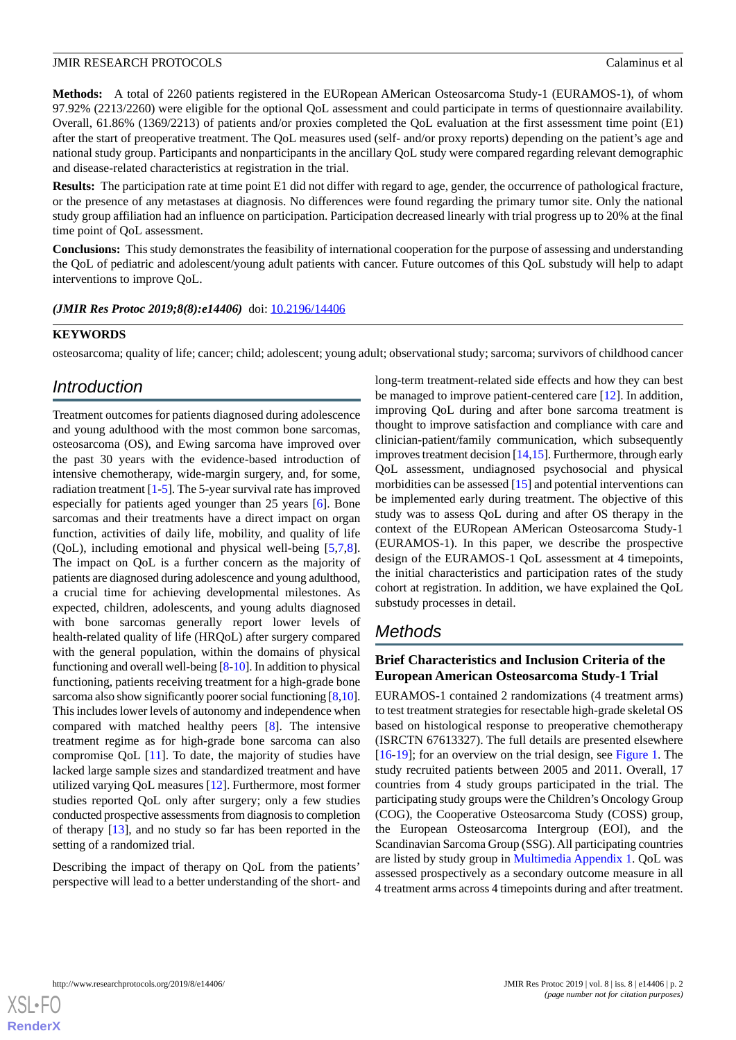**Methods:** A total of 2260 patients registered in the EURopean AMerican Osteosarcoma Study-1 (EURAMOS-1), of whom 97.92% (2213/2260) were eligible for the optional QoL assessment and could participate in terms of questionnaire availability. Overall, 61.86% (1369/2213) of patients and/or proxies completed the QoL evaluation at the first assessment time point (E1) after the start of preoperative treatment. The QoL measures used (self- and/or proxy reports) depending on the patient's age and national study group. Participants and nonparticipants in the ancillary QoL study were compared regarding relevant demographic and disease-related characteristics at registration in the trial.

**Results:** The participation rate at time point E1 did not differ with regard to age, gender, the occurrence of pathological fracture, or the presence of any metastases at diagnosis. No differences were found regarding the primary tumor site. Only the national study group affiliation had an influence on participation. Participation decreased linearly with trial progress up to 20% at the final time point of QoL assessment.

**Conclusions:** This study demonstrates the feasibility of international cooperation for the purpose of assessing and understanding the QoL of pediatric and adolescent/young adult patients with cancer. Future outcomes of this QoL substudy will help to adapt interventions to improve QoL.

***(JMIR Res Protoc 2019;8(8):e14406)*** doi: 10.2196/14406

**KEYWORDS**

osteosarcoma; quality of life; cancer; child; adolescent; young adult; observational study; sarcoma; survivors of childhood cancer

## Introduction

Treatment outcomes for patients diagnosed during adolescence and young adulthood with the most common bone sarcomas, osteosarcoma (OS), and Ewing sarcoma have improved over the past 30 years with the evidence-based introduction of intensive chemotherapy, wide-margin surgery, and, for some, radiation treatment [1-5]. The 5-year survival rate has improved especially for patients aged younger than 25 years [6]. Bone sarcomas and their treatments have a direct impact on organ function, activities of daily life, mobility, and quality of life (QoL), including emotional and physical well-being [5,7,8]. The impact on QoL is a further concern as the majority of patients are diagnosed during adolescence and young adulthood, a crucial time for achieving developmental milestones. As expected, children, adolescents, and young adults diagnosed with bone sarcomas generally report lower levels of health-related quality of life (HRQoL) after surgery compared with the general population, within the domains of physical functioning and overall well-being [8-10]. In addition to physical functioning, patients receiving treatment for a high-grade bone sarcoma also show significantly poorer social functioning [8,10]. This includes lower levels of autonomy and independence when compared with matched healthy peers [8]. The intensive treatment regime as for high-grade bone sarcoma can also compromise QoL [11]. To date, the majority of studies have lacked large sample sizes and standardized treatment and have utilized varying QoL measures [12]. Furthermore, most former studies reported QoL only after surgery; only a few studies conducted prospective assessments from diagnosis to completion of therapy [13], and no study so far has been reported in the setting of a randomized trial.

Describing the impact of therapy on QoL from the patients' perspective will lead to a better understanding of the short- and long-term treatment-related side effects and how they can best be managed to improve patient-centered care [12]. In addition, improving QoL during and after bone sarcoma treatment is thought to improve satisfaction and compliance with care and clinician-patient/family communication, which subsequently improves treatment decision [14,15]. Furthermore, through early QoL assessment, undiagnosed psychosocial and physical morbidities can be assessed [15] and potential interventions can be implemented early during treatment. The objective of this study was to assess QoL during and after OS therapy in the context of the EURopean AMerican Osteosarcoma Study-1 (EURAMOS-1). In this paper, we describe the prospective design of the EURAMOS-1 QoL assessment at 4 timepoints, the initial characteristics and participation rates of the study cohort at registration. In addition, we have explained the QoL substudy processes in detail.

## Methods

### Brief Characteristics and Inclusion Criteria of the European American Osteosarcoma Study-1 Trial

EURAMOS-1 contained 2 randomizations (4 treatment arms) to test treatment strategies for resectable high-grade skeletal OS based on histological response to preoperative chemotherapy (ISRCTN 67613327). The full details are presented elsewhere [16-19]; for an overview on the trial design, see Figure 1. The study recruited patients between 2005 and 2011. Overall, 17 countries from 4 study groups participated in the trial. The participating study groups were the Children's Oncology Group (COG), the Cooperative Osteosarcoma Study (COSS) group, the European Osteosarcoma Intergroup (EOI), and the Scandinavian Sarcoma Group (SSG). All participating countries are listed by study group in Multimedia Appendix 1. QoL was assessed prospectively as a secondary outcome measure in all 4 treatment arms across 4 timepoints during and after treatment.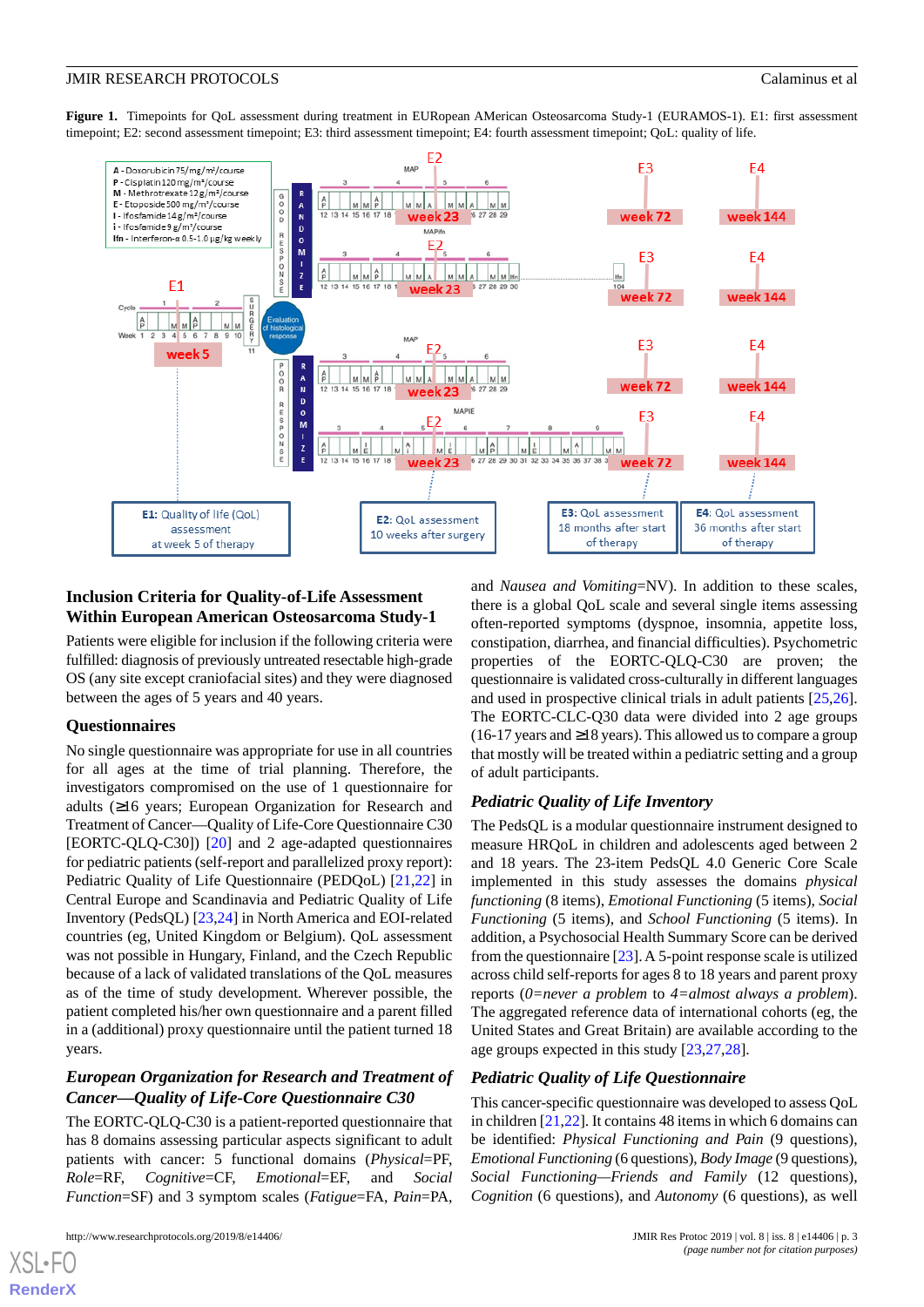**Figure 1.** Timepoints for QoL assessment during treatment in EURopean AMerican Osteosarcoma Study-1 (EURAMOS-1). E1: first assessment timepoint; E2: second assessment timepoint; E3: third assessment timepoint; E4: fourth assessment timepoint; QoL: quality of life.

## Inclusion Criteria for Quality-of-Life Assessment Within European American Osteosarcoma Study-1

Patients were eligible for inclusion if the following criteria were fulfilled: diagnosis of previously untreated resectable high-grade OS (any site except craniofacial sites) and they were diagnosed between the ages of 5 years and 40 years.

## Questionnaires

No single questionnaire was appropriate for use in all countries for all ages at the time of trial planning. Therefore, the investigators compromised on the use of 1 questionnaire for adults (≥16 years; European Organization for Research and Treatment of Cancer—Quality of Life-Core Questionnaire C30 [EORTC-QLQ-C30]) [20] and 2 age-adapted questionnaires for pediatric patients (self-report and parallelized proxy report): Pediatric Quality of Life Questionnaire (PEDQoL) [21,22] in Central Europe and Scandinavia and Pediatric Quality of Life Inventory (PedsQL) [23,24] in North America and EOI-related countries (eg, United Kingdom or Belgium). QoL assessment was not possible in Hungary, Finland, and the Czech Republic because of a lack of validated translations of the QoL measures as of the time of study development. Wherever possible, the patient completed his/her own questionnaire and a parent filled in a (additional) proxy questionnaire until the patient turned 18 years.

### *European Organization for Research and Treatment of Cancer—Quality of Life-Core Questionnaire C30*

The EORTC-QLQ-C30 is a patient-reported questionnaire that has 8 domains assessing particular aspects significant to adult patients with cancer: 5 functional domains (*Physical*=PF, *Role*=RF, *Cognitive*=CF, *Emotional*=EF, and *Social Function*=SF) and 3 symptom scales (*Fatigue*=FA, *Pain*=PA, and *Nausea and Vomiting*=NV). In addition to these scales, there is a global QoL scale and several single items assessing often-reported symptoms (dyspnoe, insomnia, appetite loss, constipation, diarrhea, and financial difficulties). Psychometric properties of the EORTC-QLQ-C30 are proven; the questionnaire is validated cross-culturally in different languages and used in prospective clinical trials in adult patients [25,26]. The EORTC-CLC-Q30 data were divided into 2 age groups (16-17 years and ≥18 years). This allowed us to compare a group that mostly will be treated within a pediatric setting and a group of adult participants.

### *Pediatric Quality of Life Inventory*

The PedsQL is a modular questionnaire instrument designed to measure HRQoL in children and adolescents aged between 2 and 18 years. The 23-item PedsQL 4.0 Generic Core Scale implemented in this study assesses the domains *physical functioning* (8 items), *Emotional Functioning* (5 items), *Social Functioning* (5 items), and *School Functioning* (5 items). In addition, a Psychosocial Health Summary Score can be derived from the questionnaire [23]. A 5-point response scale is utilized across child self-reports for ages 8 to 18 years and parent proxy reports (*0=never a problem* to *4=almost always a problem*). The aggregated reference data of international cohorts (eg, the United States and Great Britain) are available according to the age groups expected in this study [23,27,28].

### *Pediatric Quality of Life Questionnaire*

This cancer-specific questionnaire was developed to assess QoL in children [21,22]. It contains 48 items in which 6 domains can be identified: *Physical Functioning and Pain* (9 questions), *Emotional Functioning* (6 questions), *Body Image* (9 questions), *Social Functioning—Friends and Family* (12 questions), *Cognition* (6 questions), and *Autonomy* (6 questions), as well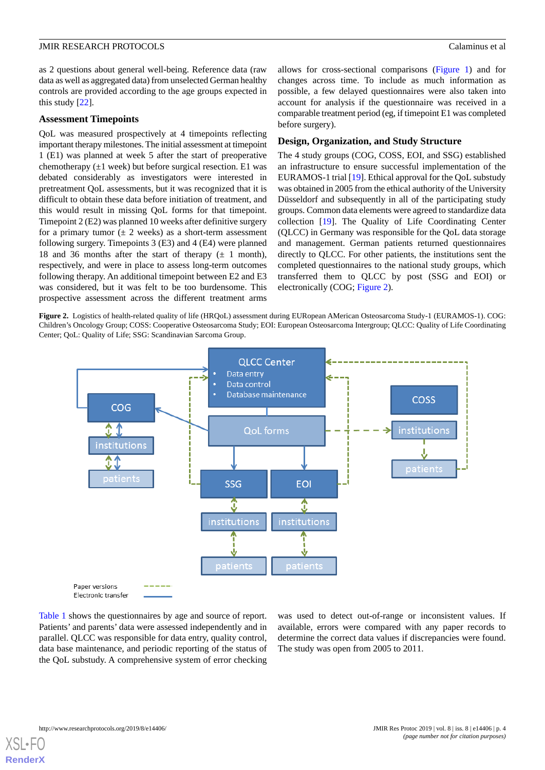as 2 questions about general well-being. Reference data (raw data as well as aggregated data) from unselected German healthy controls are provided according to the age groups expected in this study [22].

### Assessment Timepoints

QoL was measured prospectively at 4 timepoints reflecting important therapy milestones. The initial assessment at timepoint 1 (E1) was planned at week 5 after the start of preoperative chemotherapy (±1 week) but before surgical resection. E1 was debated considerably as investigators were interested in pretreatment QoL assessments, but it was recognized that it is difficult to obtain these data before initiation of treatment, and this would result in missing QoL forms for that timepoint. Timepoint 2 (E2) was planned 10 weeks after definitive surgery for a primary tumor (± 2 weeks) as a short-term assessment following surgery. Timepoints 3 (E3) and 4 (E4) were planned 18 and 36 months after the start of therapy (± 1 month), respectively, and were in place to assess long-term outcomes following therapy. An additional timepoint between E2 and E3 was considered, but it was felt to be too burdensome. This prospective assessment across the different treatment arms allows for cross-sectional comparisons (Figure 1) and for changes across time. To include as much information as possible, a few delayed questionnaires were also taken into account for analysis if the questionnaire was received in a comparable treatment period (eg, if timepoint E1 was completed before surgery).

### Design, Organization, and Study Structure

The 4 study groups (COG, COSS, EOI, and SSG) established an infrastructure to ensure successful implementation of the EURAMOS-1 trial [19]. Ethical approval for the QoL substudy was obtained in 2005 from the ethical authority of the University Düsseldorf and subsequently in all of the participating study groups. Common data elements were agreed to standardize data collection [19]. The Quality of Life Coordinating Center (QLCC) in Germany was responsible for the QoL data storage and management. German patients returned questionnaires directly to QLCC. For other patients, the institutions sent the completed questionnaires to the national study groups, which transferred them to QLCC by post (SSG and EOI) or electronically (COG; Figure 2).

**Figure 2.** Logistics of health-related quality of life (HRQoL) assessment during EURopean AMerican Osteosarcoma Study-1 (EURAMOS-1). COG: Children's Oncology Group; COSS: Cooperative Osteosarcoma Study; EOI: European Osteosarcoma Intergroup; QLCC: Quality of Life Coordinating Center; QoL: Quality of Life; SSG: Scandinavian Sarcoma Group.

Table 1 shows the questionnaires by age and source of report. Patients' and parents' data were assessed independently and in parallel. QLCC was responsible for data entry, quality control, data base maintenance, and periodic reporting of the status of the QoL substudy. A comprehensive system of error checking was used to detect out-of-range or inconsistent values. If available, errors were compared with any paper records to determine the correct data values if discrepancies were found. The study was open from 2005 to 2011.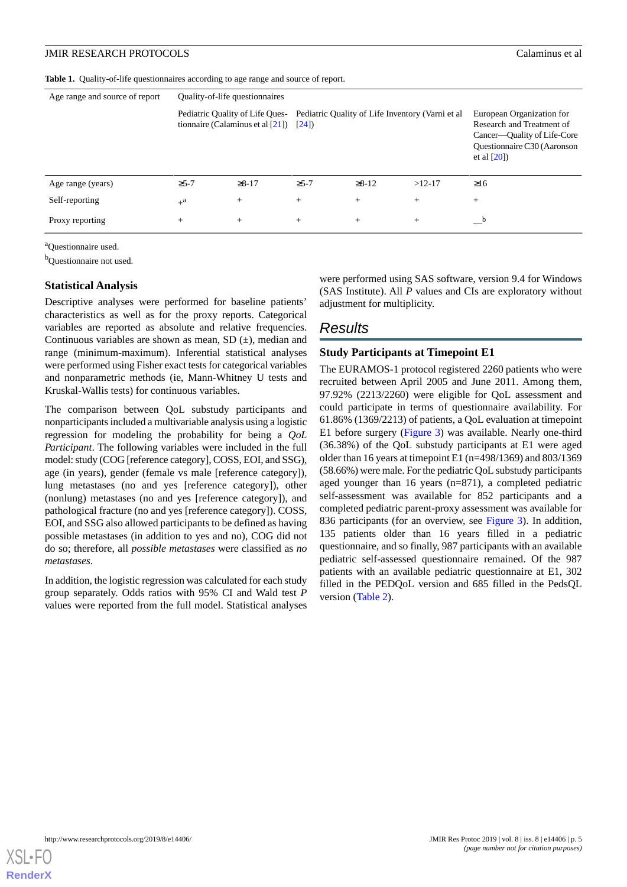**Table 1.** Quality-of-life questionnaires according to age range and source of report.

| Age range and source of report | Quality-of-life questionnaires | | | | | |
|---|---|---|---|---|---|---|
| | Pediatric Quality of Life Questionnaire (Calaminus et al [21]) | | Pediatric Quality of Life Inventory (Varni et al [24]) | | | European Organization for Research and Treatment of Cancer—Quality of Life-Core Questionnaire C30 (Aaronson et al [20]) |
| Age range (years) | ≥5-7 | ≥8-17 | ≥5-7 | ≥8-12 | >12-17 | ≥16 |
| Self-reporting | +[a] | + | + | + | + | + |
| Proxy reporting | + | + | + | + | + | —[b] |

[a]Questionnaire used.

[b]Questionnaire not used.

### Statistical Analysis

Descriptive analyses were performed for baseline patients' characteristics as well as for the proxy reports. Categorical variables are reported as absolute and relative frequencies. Continuous variables are shown as mean, SD (±), median and range (minimum-maximum). Inferential statistical analyses were performed using Fisher exact tests for categorical variables and nonparametric methods (ie, Mann-Whitney U tests and Kruskal-Wallis tests) for continuous variables.

The comparison between QoL substudy participants and nonparticipants included a multivariable analysis using a logistic regression for modeling the probability for being a *QoL Participant*. The following variables were included in the full model: study (COG [reference category], COSS, EOI, and SSG), age (in years), gender (female vs male [reference category]), lung metastases (no and yes [reference category]), other (nonlung) metastases (no and yes [reference category]), and pathological fracture (no and yes [reference category]). COSS, EOI, and SSG also allowed participants to be defined as having possible metastases (in addition to yes and no), COG did not do so; therefore, all *possible metastases* were classified as *no metastases*.

In addition, the logistic regression was calculated for each study group separately. Odds ratios with 95% CI and Wald test *P* values were reported from the full model. Statistical analyses were performed using SAS software, version 9.4 for Windows (SAS Institute). All *P* values and CIs are exploratory without adjustment for multiplicity.

## Results

### Study Participants at Timepoint E1

The EURAMOS-1 protocol registered 2260 patients who were recruited between April 2005 and June 2011. Among them, 97.92% (2213/2260) were eligible for QoL assessment and could participate in terms of questionnaire availability. For 61.86% (1369/2213) of patients, a QoL evaluation at timepoint E1 before surgery (Figure 3) was available. Nearly one-third (36.38%) of the QoL substudy participants at E1 were aged older than 16 years at timepoint E1 (n=498/1369) and 803/1369 (58.66%) were male. For the pediatric QoL substudy participants aged younger than 16 years (n=871), a completed pediatric self-assessment was available for 852 participants and a completed pediatric parent-proxy assessment was available for 836 participants (for an overview, see Figure 3). In addition, 135 patients older than 16 years filled in a pediatric questionnaire, and so finally, 987 participants with an available pediatric self-assessed questionnaire remained. Of the 987 patients with an available pediatric questionnaire at E1, 302 filled in the PEDQoL version and 685 filled in the PedsQL version (Table 2).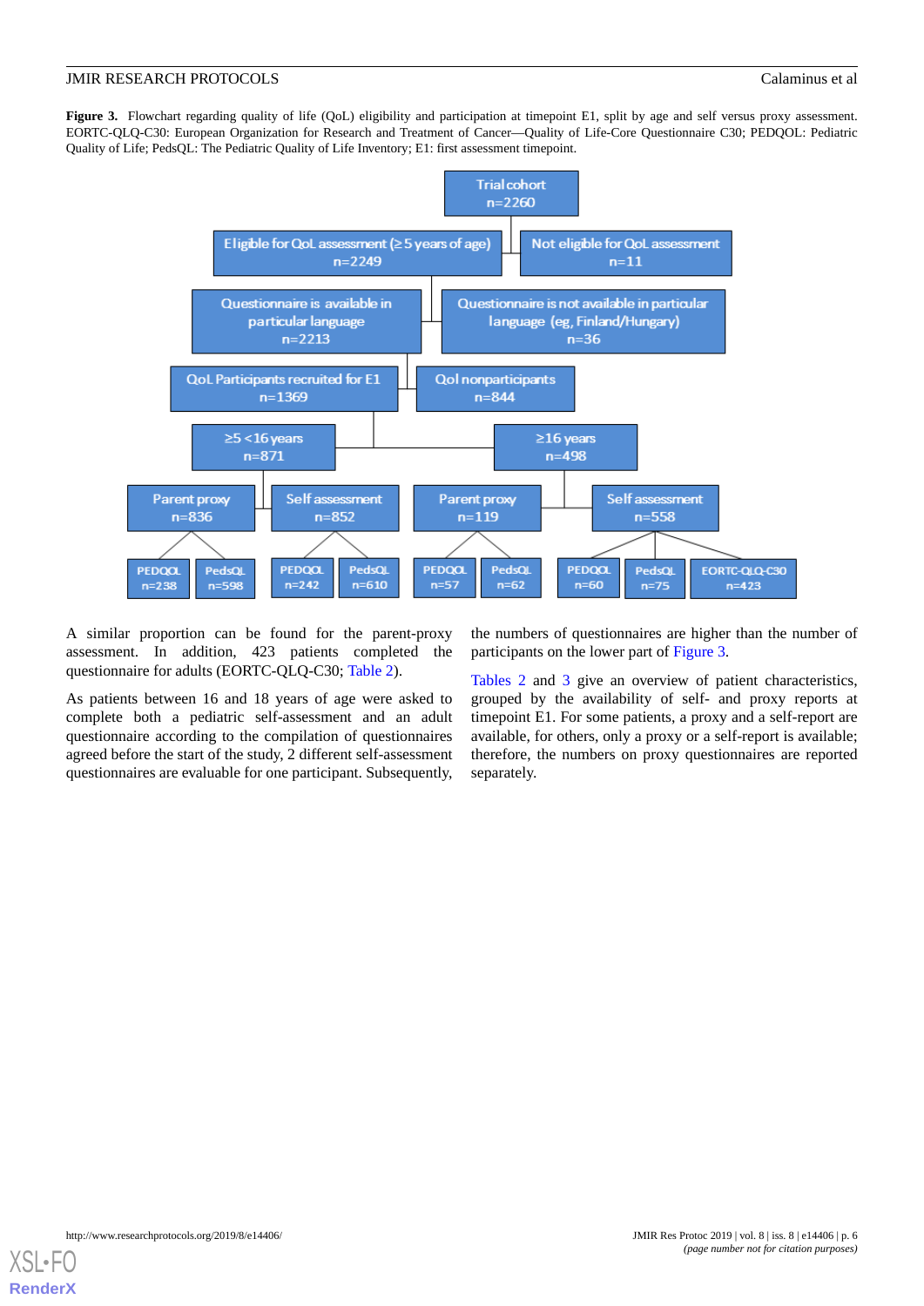**Figure 3.** Flowchart regarding quality of life (QoL) eligibility and participation at timepoint E1, split by age and self versus proxy assessment. EORTC-QLQ-C30: European Organization for Research and Treatment of Cancer—Quality of Life-Core Questionnaire C30; PEDQOL: Pediatric Quality of Life; PedsQL: The Pediatric Quality of Life Inventory; E1: first assessment timepoint.

Trial cohort n=2260

Eligible for QoL assessment (≥5 years of age) n=2249

Not eligible for QoL assessment n=11

Questionnaire is available in particular language n=2213

Questionnaire is not available in particular language (eg, Finland/Hungary) n=36

QoL Participants recruited for E1 n=1369

Qol nonparticipants n=844

≥5 <16 years n=871

≥16 years n=498

Parent proxy n=836

Self assessment n=852

Parent proxy n=119

Self assessment n=558

PEDQOL n=238

PedsQL n=598

PEDQOL n=242

PedsQL n=610

PEDQOL n=57

PedsQL n=62

PEDQOL n=60

PedsQL n=75

EORTC-QLQ-C30 n=423

A similar proportion can be found for the parent-proxy assessment. In addition, 423 patients completed the questionnaire for adults (EORTC-QLQ-C30; Table 2).

As patients between 16 and 18 years of age were asked to complete both a pediatric self-assessment and an adult questionnaire according to the compilation of questionnaires agreed before the start of the study, 2 different self-assessment questionnaires are evaluable for one participant. Subsequently, the numbers of questionnaires are higher than the number of participants on the lower part of Figure 3.

Tables 2 and 3 give an overview of patient characteristics, grouped by the availability of self- and proxy reports at timepoint E1. For some patients, a proxy and a self-report are available, for others, only a proxy or a self-report is available; therefore, the numbers on proxy questionnaires are reported separately.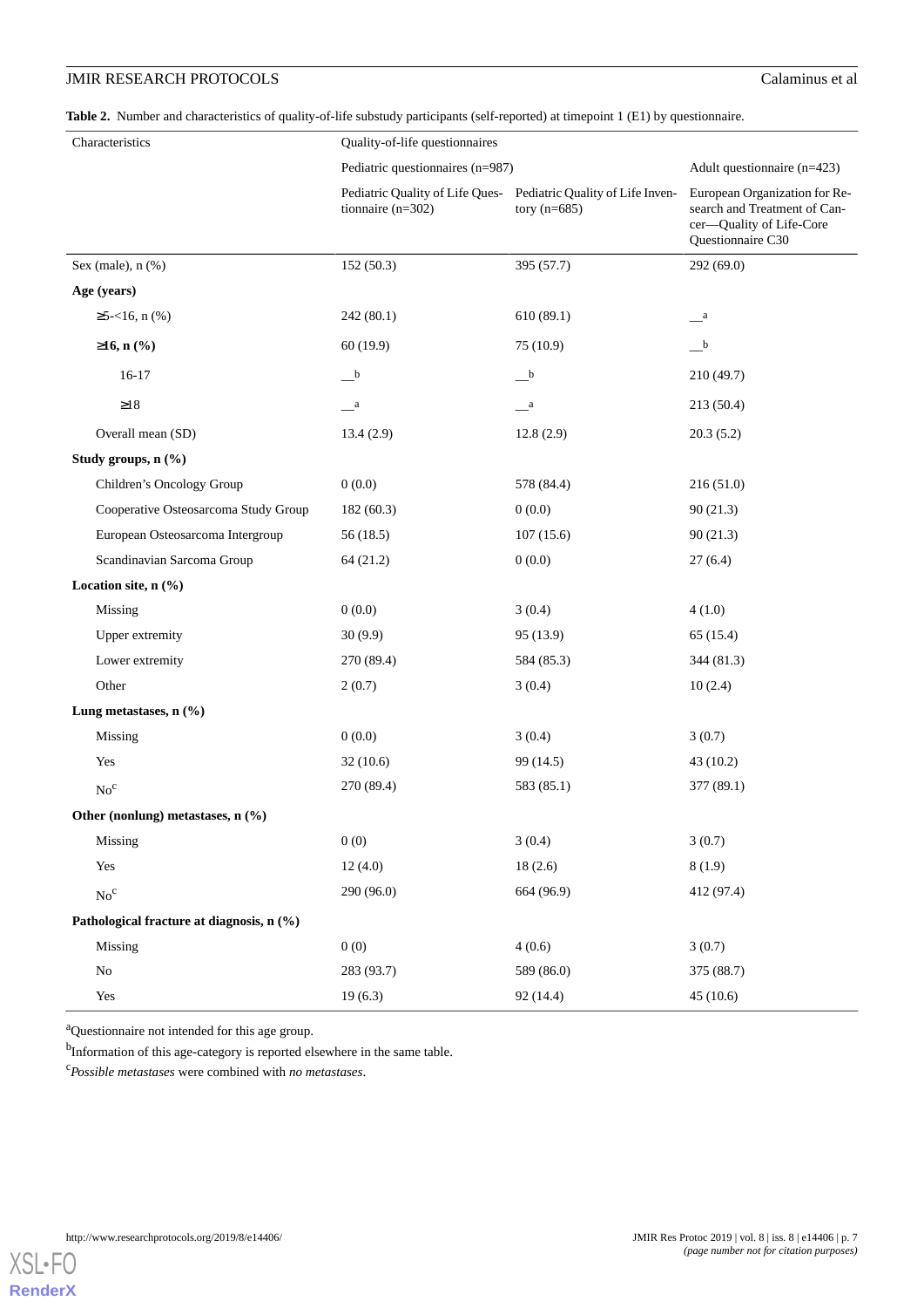**Table 2.** Number and characteristics of quality-of-life substudy participants (self-reported) at timepoint 1 (E1) by questionnaire.

| Characteristics | Quality-of-life questionnaires | | |
|---|---|---|---|
| | Pediatric questionnaires (n=987) | | Adult questionnaire (n=423) |
| | Pediatric Quality of Life Questionnaire (n=302) | Pediatric Quality of Life Inventory (n=685) | European Organization for Research and Treatment of Cancer—Quality of Life-Core Questionnaire C30 |
| Sex (male), n (%) | 152 (50.3) | 395 (57.7) | 292 (69.0) |
| **Age (years)** | | | |
| ≥5-<16, n (%) | 242 (80.1) | 610 (89.1) | —[a] |
| **≥16, n (%)** | 60 (19.9) | 75 (10.9) | —[b] |
| 16-17 | —[b] | —[b] | 210 (49.7) |
| ≥18 | —[a] | —[a] | 213 (50.4) |
| Overall mean (SD) | 13.4 (2.9) | 12.8 (2.9) | 20.3 (5.2) |
| **Study groups, n (%)** | | | |
| Children's Oncology Group | 0 (0.0) | 578 (84.4) | 216 (51.0) |
| Cooperative Osteosarcoma Study Group | 182 (60.3) | 0 (0.0) | 90 (21.3) |
| European Osteosarcoma Intergroup | 56 (18.5) | 107 (15.6) | 90 (21.3) |
| Scandinavian Sarcoma Group | 64 (21.2) | 0 (0.0) | 27 (6.4) |
| **Location site, n (%)** | | | |
| Missing | 0 (0.0) | 3 (0.4) | 4 (1.0) |
| Upper extremity | 30 (9.9) | 95 (13.9) | 65 (15.4) |
| Lower extremity | 270 (89.4) | 584 (85.3) | 344 (81.3) |
| Other | 2 (0.7) | 3 (0.4) | 10 (2.4) |
| **Lung metastases, n (%)** | | | |
| Missing | 0 (0.0) | 3 (0.4) | 3 (0.7) |
| Yes | 32 (10.6) | 99 (14.5) | 43 (10.2) |
| No[c] | 270 (89.4) | 583 (85.1) | 377 (89.1) |
| **Other (nonlung) metastases, n (%)** | | | |
| Missing | 0 (0) | 3 (0.4) | 3 (0.7) |
| Yes | 12 (4.0) | 18 (2.6) | 8 (1.9) |
| No[c] | 290 (96.0) | 664 (96.9) | 412 (97.4) |
| **Pathological fracture at diagnosis, n (%)** | | | |
| Missing | 0 (0) | 4 (0.6) | 3 (0.7) |
| No | 283 (93.7) | 589 (86.0) | 375 (88.7) |
| Yes | 19 (6.3) | 92 (14.4) | 45 (10.6) |

[a]Questionnaire not intended for this age group.

[b]Information of this age-category is reported elsewhere in the same table.

[c]*Possible metastases* were combined with *no metastases*.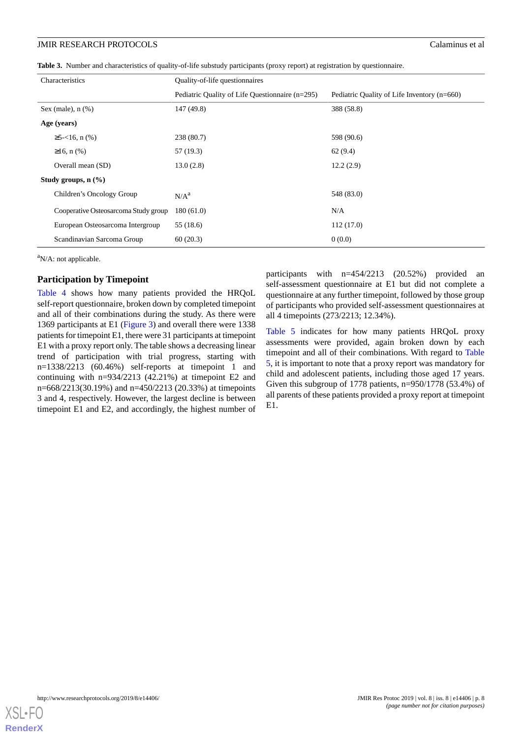**Table 3.** Number and characteristics of quality-of-life substudy participants (proxy report) at registration by questionnaire.

| Characteristics | Quality-of-life questionnaires | |
|---|---|---|
| | Pediatric Quality of Life Questionnaire (n=295) | Pediatric Quality of Life Inventory (n=660) |
| Sex (male), n (%) | 147 (49.8) | 388 (58.8) |
| **Age (years)** | | |
| ≥5-<16, n (%) | 238 (80.7) | 598 (90.6) |
| ≥16, n (%) | 57 (19.3) | 62 (9.4) |
| Overall mean (SD) | 13.0 (2.8) | 12.2 (2.9) |
| **Study groups, n (%)** | | |
| Children's Oncology Group | N/A[a] | 548 (83.0) |
| Cooperative Osteosarcoma Study group | 180 (61.0) | N/A |
| European Osteosarcoma Intergroup | 55 (18.6) | 112 (17.0) |
| Scandinavian Sarcoma Group | 60 (20.3) | 0 (0.0) |

[a]N/A: not applicable.

### Participation by Timepoint

Table 4 shows how many patients provided the HRQoL self-report questionnaire, broken down by completed timepoint and all of their combinations during the study. As there were 1369 participants at E1 (Figure 3) and overall there were 1338 patients for timepoint E1, there were 31 participants at timepoint E1 with a proxy report only. The table shows a decreasing linear trend of participation with trial progress, starting with n=1338/2213 (60.46%) self-reports at timepoint 1 and continuing with n=934/2213 (42.21%) at timepoint E2 and n=668/2213(30.19%) and n=450/2213 (20.33%) at timepoints 3 and 4, respectively. However, the largest decline is between timepoint E1 and E2, and accordingly, the highest number of participants with n=454/2213 (20.52%) provided an self-assessment questionnaire at E1 but did not complete a questionnaire at any further timepoint, followed by those group of participants who provided self-assessment questionnaires at all 4 timepoints (273/2213; 12.34%).

Table 5 indicates for how many patients HRQoL proxy assessments were provided, again broken down by each timepoint and all of their combinations. With regard to Table 5, it is important to note that a proxy report was mandatory for child and adolescent patients, including those aged 17 years. Given this subgroup of 1778 patients, n=950/1778 (53.4%) of all parents of these patients provided a proxy report at timepoint E1.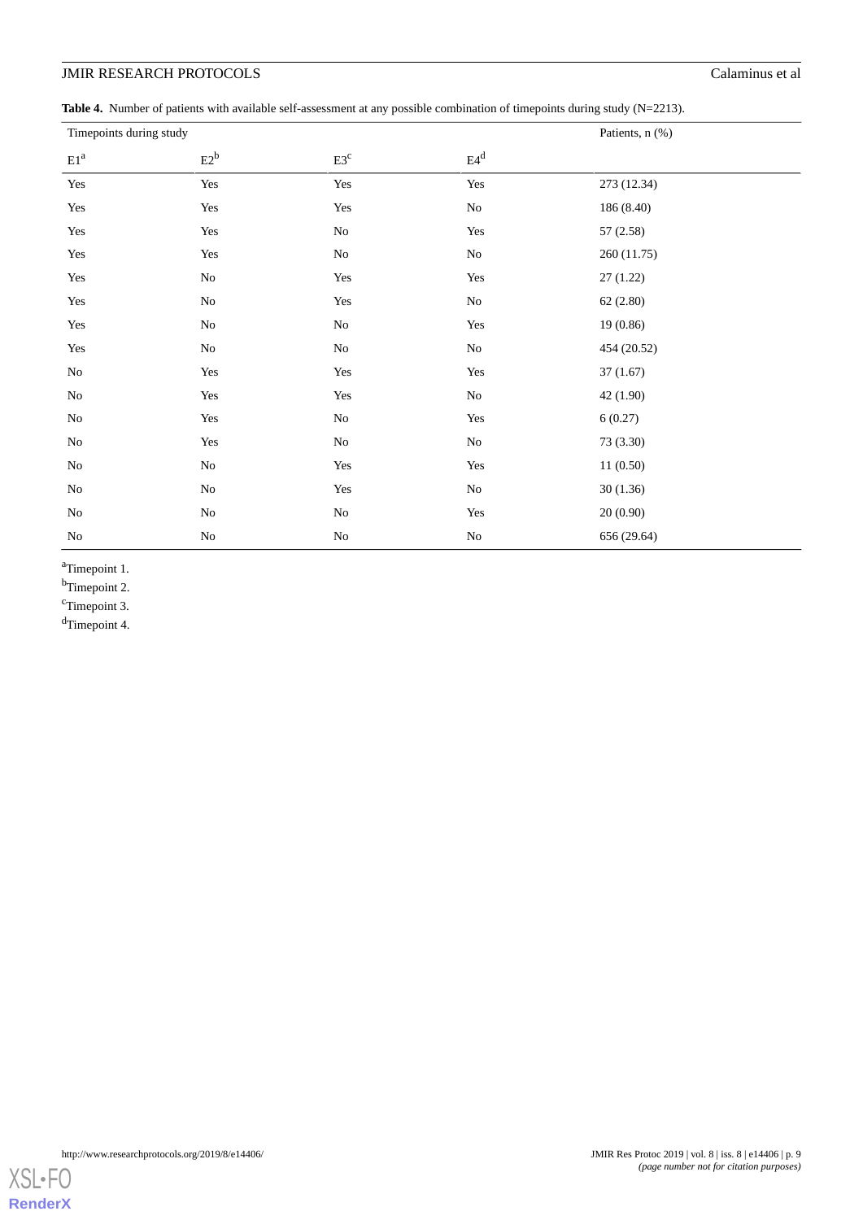**Table 4.** Number of patients with available self-assessment at any possible combination of timepoints during study (N=2213).

| Timepoints during study | | | | Patients, n (%) |
|---|---|---|---|---|
| E1[a] | E2[b] | E3[c] | E4[d] | |
| Yes | Yes | Yes | Yes | 273 (12.34) |
| Yes | Yes | Yes | No | 186 (8.40) |
| Yes | Yes | No | Yes | 57 (2.58) |
| Yes | Yes | No | No | 260 (11.75) |
| Yes | No | Yes | Yes | 27 (1.22) |
| Yes | No | Yes | No | 62 (2.80) |
| Yes | No | No | Yes | 19 (0.86) |
| Yes | No | No | No | 454 (20.52) |
| No | Yes | Yes | Yes | 37 (1.67) |
| No | Yes | Yes | No | 42 (1.90) |
| No | Yes | No | Yes | 6 (0.27) |
| No | Yes | No | No | 73 (3.30) |
| No | No | Yes | Yes | 11 (0.50) |
| No | No | Yes | No | 30 (1.36) |
| No | No | No | Yes | 20 (0.90) |
| No | No | No | No | 656 (29.64) |

[a]Timepoint 1.

[b]Timepoint 2.

[c]Timepoint 3.

[d]Timepoint 4.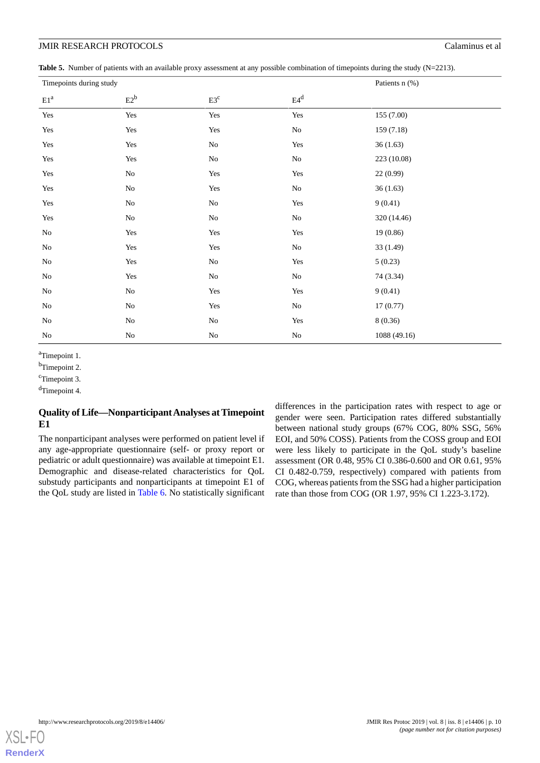**Table 5.** Number of patients with an available proxy assessment at any possible combination of timepoints during the study (N=2213).

| Timepoints during study | | | | Patients n (%) |
|---|---|---|---|---|
| E1[a] | E2[b] | E3[c] | E4[d] | |
| Yes | Yes | Yes | Yes | 155 (7.00) |
| Yes | Yes | Yes | No | 159 (7.18) |
| Yes | Yes | No | Yes | 36 (1.63) |
| Yes | Yes | No | No | 223 (10.08) |
| Yes | No | Yes | Yes | 22 (0.99) |
| Yes | No | Yes | No | 36 (1.63) |
| Yes | No | No | Yes | 9 (0.41) |
| Yes | No | No | No | 320 (14.46) |
| No | Yes | Yes | Yes | 19 (0.86) |
| No | Yes | Yes | No | 33 (1.49) |
| No | Yes | No | Yes | 5 (0.23) |
| No | Yes | No | No | 74 (3.34) |
| No | No | Yes | Yes | 9 (0.41) |
| No | No | Yes | No | 17 (0.77) |
| No | No | No | Yes | 8 (0.36) |
| No | No | No | No | 1088 (49.16) |

[a]Timepoint 1.

[b]Timepoint 2.

[c]Timepoint 3.

[d]Timepoint 4.

### Quality of Life—Nonparticipant Analyses at Timepoint E1

The nonparticipant analyses were performed on patient level if any age-appropriate questionnaire (self- or proxy report or pediatric or adult questionnaire) was available at timepoint E1. Demographic and disease-related characteristics for QoL substudy participants and nonparticipants at timepoint E1 of the QoL study are listed in Table 6. No statistically significant differences in the participation rates with respect to age or gender were seen. Participation rates differed substantially between national study groups (67% COG, 80% SSG, 56% EOI, and 50% COSS). Patients from the COSS group and EOI were less likely to participate in the QoL study's baseline assessment (OR 0.48, 95% CI 0.386-0.600 and OR 0.61, 95% CI 0.482-0.759, respectively) compared with patients from COG, whereas patients from the SSG had a higher participation rate than those from COG (OR 1.97, 95% CI 1.223-3.172).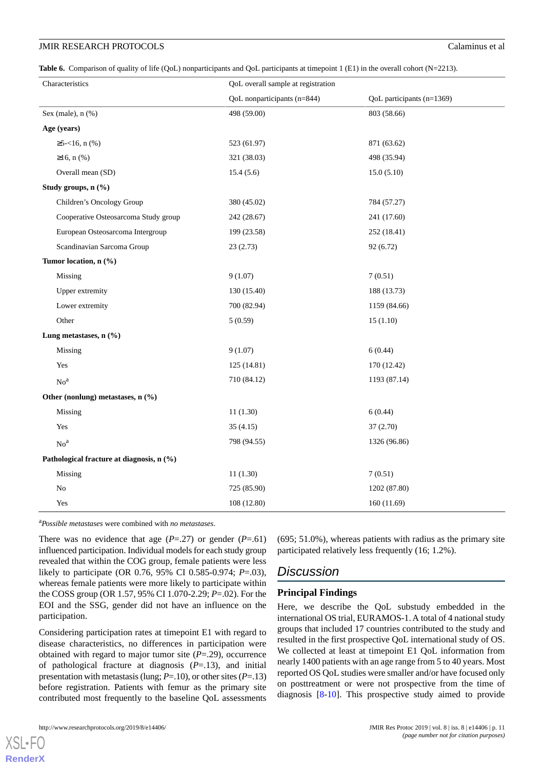**Table 6.** Comparison of quality of life (QoL) nonparticipants and QoL participants at timepoint 1 (E1) in the overall cohort (N=2213).

| Characteristics | QoL overall sample at registration | |
|---|---|---|
| | QoL nonparticipants (n=844) | QoL participants (n=1369) |
| Sex (male), n (%) | 498 (59.00) | 803 (58.66) |
| **Age (years)** | | |
| ≥5-<16, n (%) | 523 (61.97) | 871 (63.62) |
| ≥16, n (%) | 321 (38.03) | 498 (35.94) |
| Overall mean (SD) | 15.4 (5.6) | 15.0 (5.10) |
| **Study groups, n (%)** | | |
| Children's Oncology Group | 380 (45.02) | 784 (57.27) |
| Cooperative Osteosarcoma Study group | 242 (28.67) | 241 (17.60) |
| European Osteosarcoma Intergroup | 199 (23.58) | 252 (18.41) |
| Scandinavian Sarcoma Group | 23 (2.73) | 92 (6.72) |
| **Tumor location, n (%)** | | |
| Missing | 9 (1.07) | 7 (0.51) |
| Upper extremity | 130 (15.40) | 188 (13.73) |
| Lower extremity | 700 (82.94) | 1159 (84.66) |
| Other | 5 (0.59) | 15 (1.10) |
| **Lung metastases, n (%)** | | |
| Missing | 9 (1.07) | 6 (0.44) |
| Yes | 125 (14.81) | 170 (12.42) |
| No[a] | 710 (84.12) | 1193 (87.14) |
| **Other (nonlung) metastases, n (%)** | | |
| Missing | 11 (1.30) | 6 (0.44) |
| Yes | 35 (4.15) | 37 (2.70) |
| No[a] | 798 (94.55) | 1326 (96.86) |
| **Pathological fracture at diagnosis, n (%)** | | |
| Missing | 11 (1.30) | 7 (0.51) |
| No | 725 (85.90) | 1202 (87.80) |
| Yes | 108 (12.80) | 160 (11.69) |

[a] *Possible metastases* were combined with *no metastases*.

There was no evidence that age (*P*=.27) or gender (*P*=.61) influenced participation. Individual models for each study group revealed that within the COG group, female patients were less likely to participate (OR 0.76, 95% CI 0.585-0.974; *P*=.03), whereas female patients were more likely to participate within the COSS group (OR 1.57, 95% CI 1.070-2.29; *P*=.02). For the EOI and the SSG, gender did not have an influence on the participation.

Considering participation rates at timepoint E1 with regard to disease characteristics, no differences in participation were obtained with regard to major tumor site (*P*=.29), occurrence of pathological fracture at diagnosis (*P*=.13), and initial presentation with metastasis (lung; *P*=.10), or other sites (*P*=.13) before registration. Patients with femur as the primary site contributed most frequently to the baseline QoL assessments (695; 51.0%), whereas patients with radius as the primary site participated relatively less frequently (16; 1.2%).

## Discussion

### Principal Findings

Here, we describe the QoL substudy embedded in the international OS trial, EURAMOS-1. A total of 4 national study groups that included 17 countries contributed to the study and resulted in the first prospective QoL international study of OS. We collected at least at timepoint E1 QoL information from nearly 1400 patients with an age range from 5 to 40 years. Most reported OS QoL studies were smaller and/or have focused only on posttreatment or were not prospective from the time of diagnosis [8-10]. This prospective study aimed to provide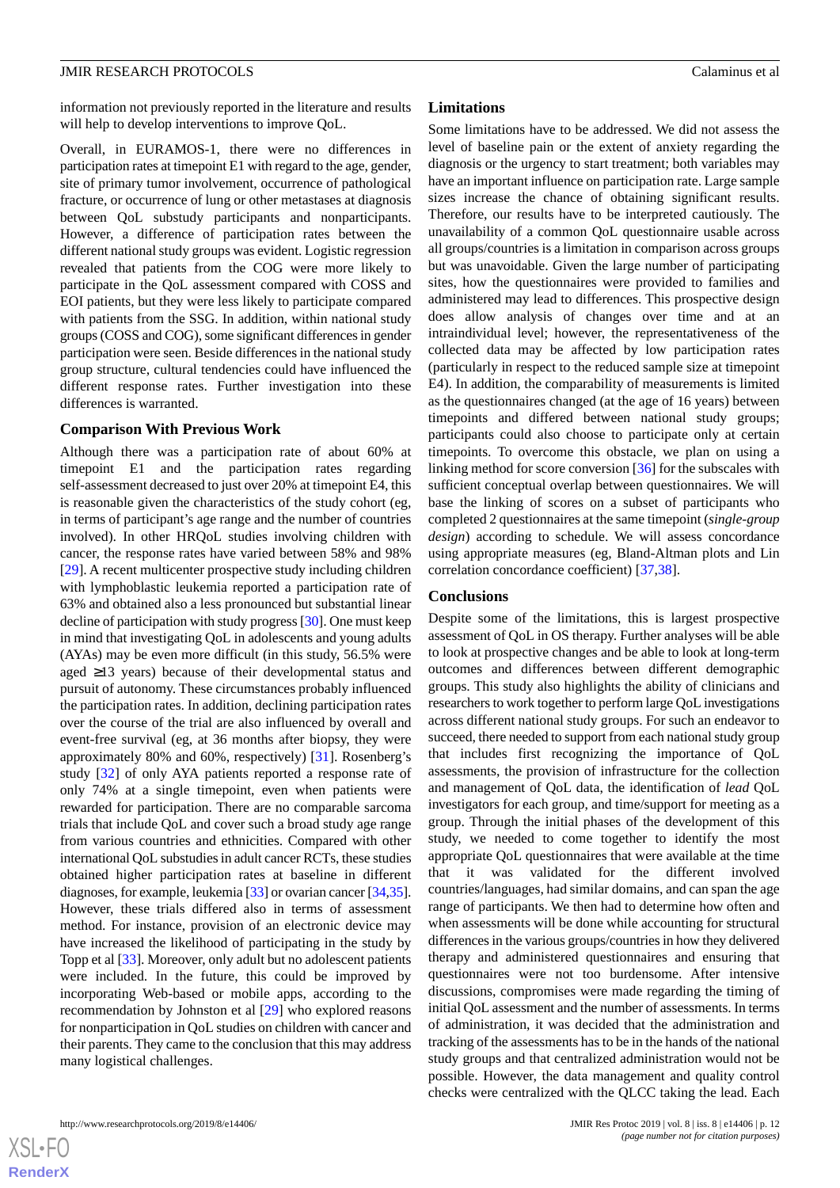information not previously reported in the literature and results will help to develop interventions to improve QoL.

Overall, in EURAMOS-1, there were no differences in participation rates at timepoint E1 with regard to the age, gender, site of primary tumor involvement, occurrence of pathological fracture, or occurrence of lung or other metastases at diagnosis between QoL substudy participants and nonparticipants. However, a difference of participation rates between the different national study groups was evident. Logistic regression revealed that patients from the COG were more likely to participate in the QoL assessment compared with COSS and EOI patients, but they were less likely to participate compared with patients from the SSG. In addition, within national study groups (COSS and COG), some significant differences in gender participation were seen. Beside differences in the national study group structure, cultural tendencies could have influenced the different response rates. Further investigation into these differences is warranted.

### Comparison With Previous Work

Although there was a participation rate of about 60% at timepoint E1 and the participation rates regarding self-assessment decreased to just over 20% at timepoint E4, this is reasonable given the characteristics of the study cohort (eg, in terms of participant's age range and the number of countries involved). In other HRQoL studies involving children with cancer, the response rates have varied between 58% and 98% [29]. A recent multicenter prospective study including children with lymphoblastic leukemia reported a participation rate of 63% and obtained also a less pronounced but substantial linear decline of participation with study progress [30]. One must keep in mind that investigating QoL in adolescents and young adults (AYAs) may be even more difficult (in this study, 56.5% were aged ≥13 years) because of their developmental status and pursuit of autonomy. These circumstances probably influenced the participation rates. In addition, declining participation rates over the course of the trial are also influenced by overall and event-free survival (eg, at 36 months after biopsy, they were approximately 80% and 60%, respectively) [31]. Rosenberg's study [32] of only AYA patients reported a response rate of only 74% at a single timepoint, even when patients were rewarded for participation. There are no comparable sarcoma trials that include QoL and cover such a broad study age range from various countries and ethnicities. Compared with other international QoL substudies in adult cancer RCTs, these studies obtained higher participation rates at baseline in different diagnoses, for example, leukemia [33] or ovarian cancer [34,35]. However, these trials differed also in terms of assessment method. For instance, provision of an electronic device may have increased the likelihood of participating in the study by Topp et al [33]. Moreover, only adult but no adolescent patients were included. In the future, this could be improved by incorporating Web-based or mobile apps, according to the recommendation by Johnston et al [29] who explored reasons for nonparticipation in QoL studies on children with cancer and their parents. They came to the conclusion that this may address many logistical challenges.

## Limitations

Some limitations have to be addressed. We did not assess the level of baseline pain or the extent of anxiety regarding the diagnosis or the urgency to start treatment; both variables may have an important influence on participation rate. Large sample sizes increase the chance of obtaining significant results. Therefore, our results have to be interpreted cautiously. The unavailability of a common QoL questionnaire usable across all groups/countries is a limitation in comparison across groups but was unavoidable. Given the large number of participating sites, how the questionnaires were provided to families and administered may lead to differences. This prospective design does allow analysis of changes over time and at an intraindividual level; however, the representativeness of the collected data may be affected by low participation rates (particularly in respect to the reduced sample size at timepoint E4). In addition, the comparability of measurements is limited as the questionnaires changed (at the age of 16 years) between timepoints and differed between national study groups; participants could also choose to participate only at certain timepoints. To overcome this obstacle, we plan on using a linking method for score conversion [36] for the subscales with sufficient conceptual overlap between questionnaires. We will base the linking of scores on a subset of participants who completed 2 questionnaires at the same timepoint (*single-group design*) according to schedule. We will assess concordance using appropriate measures (eg, Bland-Altman plots and Lin correlation concordance coefficient) [37,38].

## Conclusions

Despite some of the limitations, this is largest prospective assessment of QoL in OS therapy. Further analyses will be able to look at prospective changes and be able to look at long-term outcomes and differences between different demographic groups. This study also highlights the ability of clinicians and researchers to work together to perform large QoL investigations across different national study groups. For such an endeavor to succeed, there needed to support from each national study group that includes first recognizing the importance of QoL assessments, the provision of infrastructure for the collection and management of QoL data, the identification of *lead* QoL investigators for each group, and time/support for meeting as a group. Through the initial phases of the development of this study, we needed to come together to identify the most appropriate QoL questionnaires that were available at the time that it was validated for the different involved countries/languages, had similar domains, and can span the age range of participants. We then had to determine how often and when assessments will be done while accounting for structural differences in the various groups/countries in how they delivered therapy and administered questionnaires and ensuring that questionnaires were not too burdensome. After intensive discussions, compromises were made regarding the timing of initial QoL assessment and the number of assessments. In terms of administration, it was decided that the administration and tracking of the assessments has to be in the hands of the national study groups and that centralized administration would not be possible. However, the data management and quality control checks were centralized with the QLCC taking the lead. Each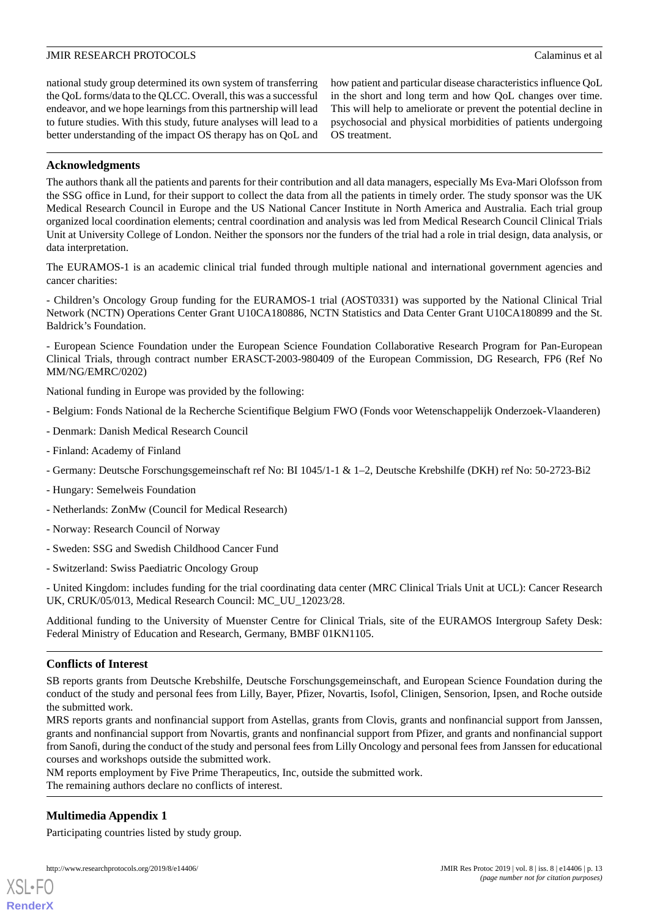national study group determined its own system of transferring the QoL forms/data to the QLCC. Overall, this was a successful endeavor, and we hope learnings from this partnership will lead to future studies. With this study, future analyses will lead to a better understanding of the impact OS therapy has on QoL and how patient and particular disease characteristics influence QoL in the short and long term and how QoL changes over time. This will help to ameliorate or prevent the potential decline in psychosocial and physical morbidities of patients undergoing OS treatment.

## Acknowledgments

The authors thank all the patients and parents for their contribution and all data managers, especially Ms Eva-Mari Olofsson from the SSG office in Lund, for their support to collect the data from all the patients in timely order. The study sponsor was the UK Medical Research Council in Europe and the US National Cancer Institute in North America and Australia. Each trial group organized local coordination elements; central coordination and analysis was led from Medical Research Council Clinical Trials Unit at University College of London. Neither the sponsors nor the funders of the trial had a role in trial design, data analysis, or data interpretation.

The EURAMOS-1 is an academic clinical trial funded through multiple national and international government agencies and cancer charities:

- Children's Oncology Group funding for the EURAMOS-1 trial (AOST0331) was supported by the National Clinical Trial Network (NCTN) Operations Center Grant U10CA180886, NCTN Statistics and Data Center Grant U10CA180899 and the St. Baldrick's Foundation.

- European Science Foundation under the European Science Foundation Collaborative Research Program for Pan-European Clinical Trials, through contract number ERASCT-2003-980409 of the European Commission, DG Research, FP6 (Ref No MM/NG/EMRC/0202)

National funding in Europe was provided by the following:

- Belgium: Fonds National de la Recherche Scientifique Belgium FWO (Fonds voor Wetenschappelijk Onderzoek-Vlaanderen)

- Denmark: Danish Medical Research Council

- Finland: Academy of Finland

- Germany: Deutsche Forschungsgemeinschaft ref No: BI 1045/1-1 & 1–2, Deutsche Krebshilfe (DKH) ref No: 50-2723-Bi2

- Hungary: Semelweis Foundation

- Netherlands: ZonMw (Council for Medical Research)

- Norway: Research Council of Norway

- Sweden: SSG and Swedish Childhood Cancer Fund

- Switzerland: Swiss Paediatric Oncology Group

- United Kingdom: includes funding for the trial coordinating data center (MRC Clinical Trials Unit at UCL): Cancer Research UK, CRUK/05/013, Medical Research Council: MC_UU_12023/28.

Additional funding to the University of Muenster Centre for Clinical Trials, site of the EURAMOS Intergroup Safety Desk: Federal Ministry of Education and Research, Germany, BMBF 01KN1105.

## Conflicts of Interest

SB reports grants from Deutsche Krebshilfe, Deutsche Forschungsgemeinschaft, and European Science Foundation during the conduct of the study and personal fees from Lilly, Bayer, Pfizer, Novartis, Isofol, Clinigen, Sensorion, Ipsen, and Roche outside the submitted work.

MRS reports grants and nonfinancial support from Astellas, grants from Clovis, grants and nonfinancial support from Janssen, grants and nonfinancial support from Novartis, grants and nonfinancial support from Pfizer, and grants and nonfinancial support from Sanofi, during the conduct of the study and personal fees from Lilly Oncology and personal fees from Janssen for educational courses and workshops outside the submitted work.

NM reports employment by Five Prime Therapeutics, Inc, outside the submitted work.

The remaining authors declare no conflicts of interest.

## Multimedia Appendix 1

Participating countries listed by study group.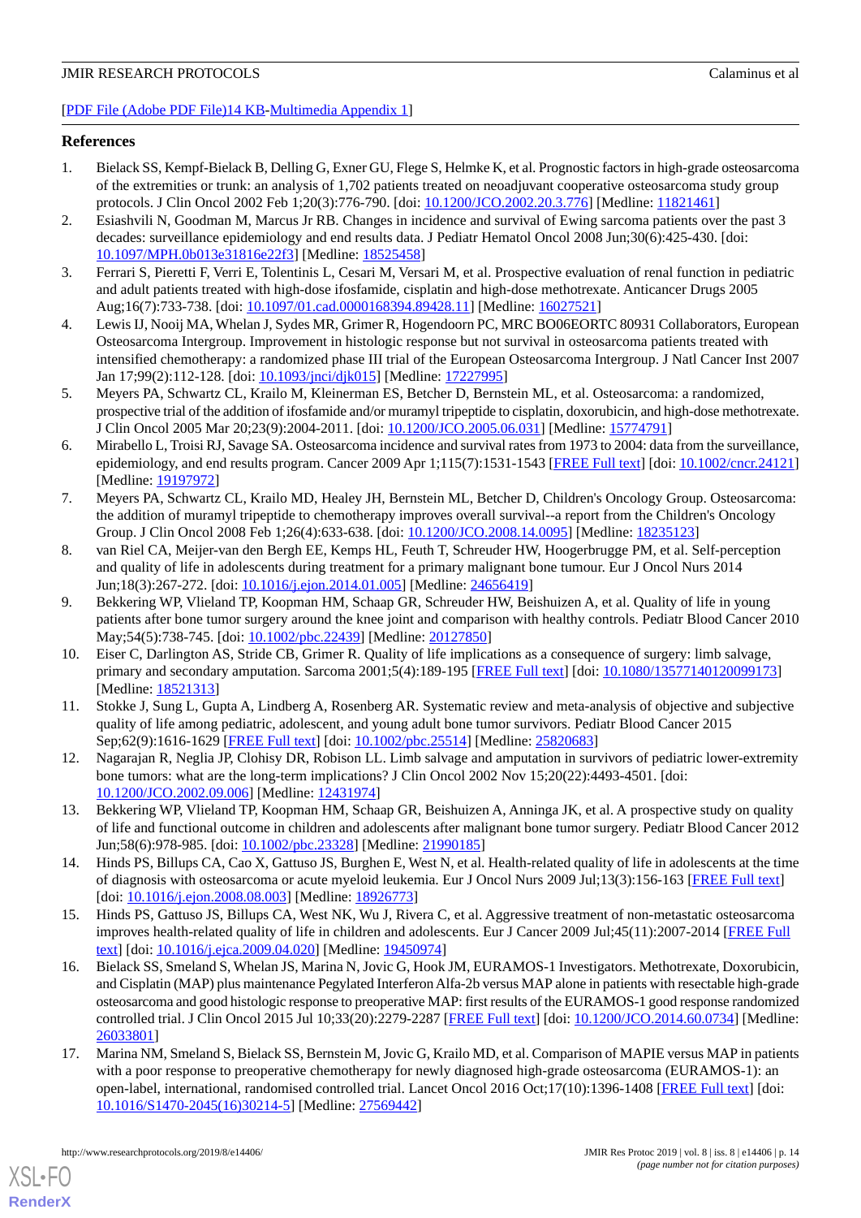[PDF File (Adobe PDF File)14 KB-Multimedia Appendix 1]

## References

1. Bielack SS, Kempf-Bielack B, Delling G, Exner GU, Flege S, Helmke K, et al. Prognostic factors in high-grade osteosarcoma of the extremities or trunk: an analysis of 1,702 patients treated on neoadjuvant cooperative osteosarcoma study group protocols. J Clin Oncol 2002 Feb 1;20(3):776-790. [doi: 10.1200/JCO.2002.20.3.776] [Medline: 11821461]
2. Esiashvili N, Goodman M, Marcus Jr RB. Changes in incidence and survival of Ewing sarcoma patients over the past 3 decades: surveillance epidemiology and end results data. J Pediatr Hematol Oncol 2008 Jun;30(6):425-430. [doi: 10.1097/MPH.0b013e31816e22f3] [Medline: 18525458]
3. Ferrari S, Pieretti F, Verri E, Tolentinis L, Cesari M, Versari M, et al. Prospective evaluation of renal function in pediatric and adult patients treated with high-dose ifosfamide, cisplatin and high-dose methotrexate. Anticancer Drugs 2005 Aug;16(7):733-738. [doi: 10.1097/01.cad.0000168394.89428.11] [Medline: 16027521]
4. Lewis IJ, Nooij MA, Whelan J, Sydes MR, Grimer R, Hogendoorn PC, MRC BO06EORTC 80931 Collaborators, European Osteosarcoma Intergroup. Improvement in histologic response but not survival in osteosarcoma patients treated with intensified chemotherapy: a randomized phase III trial of the European Osteosarcoma Intergroup. J Natl Cancer Inst 2007 Jan 17;99(2):112-128. [doi: 10.1093/jnci/djk015] [Medline: 17227995]
5. Meyers PA, Schwartz CL, Krailo M, Kleinerman ES, Betcher D, Bernstein ML, et al. Osteosarcoma: a randomized, prospective trial of the addition of ifosfamide and/or muramyl tripeptide to cisplatin, doxorubicin, and high-dose methotrexate. J Clin Oncol 2005 Mar 20;23(9):2004-2011. [doi: 10.1200/JCO.2005.06.031] [Medline: 15774791]
6. Mirabello L, Troisi RJ, Savage SA. Osteosarcoma incidence and survival rates from 1973 to 2004: data from the surveillance, epidemiology, and end results program. Cancer 2009 Apr 1;115(7):1531-1543 [FREE Full text] [doi: 10.1002/cncr.24121] [Medline: 19197972]
7. Meyers PA, Schwartz CL, Krailo MD, Healey JH, Bernstein ML, Betcher D, Children's Oncology Group. Osteosarcoma: the addition of muramyl tripeptide to chemotherapy improves overall survival--a report from the Children's Oncology Group. J Clin Oncol 2008 Feb 1;26(4):633-638. [doi: 10.1200/JCO.2008.14.0095] [Medline: 18235123]
8. van Riel CA, Meijer-van den Bergh EE, Kemps HL, Feuth T, Schreuder HW, Hoogerbrugge PM, et al. Self-perception and quality of life in adolescents during treatment for a primary malignant bone tumour. Eur J Oncol Nurs 2014 Jun;18(3):267-272. [doi: 10.1016/j.ejon.2014.01.005] [Medline: 24656419]
9. Bekkering WP, Vlieland TP, Koopman HM, Schaap GR, Schreuder HW, Beishuizen A, et al. Quality of life in young patients after bone tumor surgery around the knee joint and comparison with healthy controls. Pediatr Blood Cancer 2010 May;54(5):738-745. [doi: 10.1002/pbc.22439] [Medline: 20127850]
10. Eiser C, Darlington AS, Stride CB, Grimer R. Quality of life implications as a consequence of surgery: limb salvage, primary and secondary amputation. Sarcoma 2001;5(4):189-195 [FREE Full text] [doi: 10.1080/13577140120099173] [Medline: 18521313]
11. Stokke J, Sung L, Gupta A, Lindberg A, Rosenberg AR. Systematic review and meta-analysis of objective and subjective quality of life among pediatric, adolescent, and young adult bone tumor survivors. Pediatr Blood Cancer 2015 Sep;62(9):1616-1629 [FREE Full text] [doi: 10.1002/pbc.25514] [Medline: 25820683]
12. Nagarajan R, Neglia JP, Clohisy DR, Robison LL. Limb salvage and amputation in survivors of pediatric lower-extremity bone tumors: what are the long-term implications? J Clin Oncol 2002 Nov 15;20(22):4493-4501. [doi: 10.1200/JCO.2002.09.006] [Medline: 12431974]
13. Bekkering WP, Vlieland TP, Koopman HM, Schaap GR, Beishuizen A, Anninga JK, et al. A prospective study on quality of life and functional outcome in children and adolescents after malignant bone tumor surgery. Pediatr Blood Cancer 2012 Jun;58(6):978-985. [doi: 10.1002/pbc.23328] [Medline: 21990185]
14. Hinds PS, Billups CA, Cao X, Gattuso JS, Burghen E, West N, et al. Health-related quality of life in adolescents at the time of diagnosis with osteosarcoma or acute myeloid leukemia. Eur J Oncol Nurs 2009 Jul;13(3):156-163 [FREE Full text] [doi: 10.1016/j.ejon.2008.08.003] [Medline: 18926773]
15. Hinds PS, Gattuso JS, Billups CA, West NK, Wu J, Rivera C, et al. Aggressive treatment of non-metastatic osteosarcoma improves health-related quality of life in children and adolescents. Eur J Cancer 2009 Jul;45(11):2007-2014 [FREE Full text] [doi: 10.1016/j.ejca.2009.04.020] [Medline: 19450974]
16. Bielack SS, Smeland S, Whelan JS, Marina N, Jovic G, Hook JM, EURAMOS-1 Investigators. Methotrexate, Doxorubicin, and Cisplatin (MAP) plus maintenance Pegylated Interferon Alfa-2b versus MAP alone in patients with resectable high-grade osteosarcoma and good histologic response to preoperative MAP: first results of the EURAMOS-1 good response randomized controlled trial. J Clin Oncol 2015 Jul 10;33(20):2279-2287 [FREE Full text] [doi: 10.1200/JCO.2014.60.0734] [Medline: 26033801]
17. Marina NM, Smeland S, Bielack SS, Bernstein M, Jovic G, Krailo MD, et al. Comparison of MAPIE versus MAP in patients with a poor response to preoperative chemotherapy for newly diagnosed high-grade osteosarcoma (EURAMOS-1): an open-label, international, randomised controlled trial. Lancet Oncol 2016 Oct;17(10):1396-1408 [FREE Full text] [doi: 10.1016/S1470-2045(16)30214-5] [Medline: 27569442]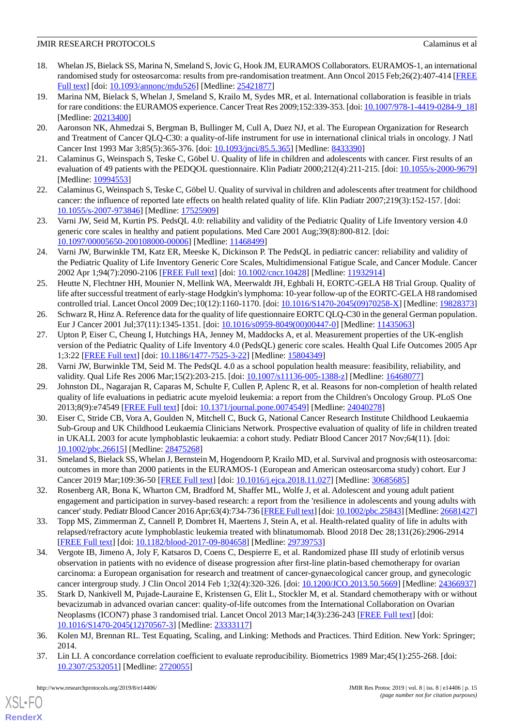18. Whelan JS, Bielack SS, Marina N, Smeland S, Jovic G, Hook JM, EURAMOS Collaborators. EURAMOS-1, an international randomised study for osteosarcoma: results from pre-randomisation treatment. Ann Oncol 2015 Feb;26(2):407-414 [FREE Full text] [doi: 10.1093/annonc/mdu526] [Medline: 25421877]
19. Marina NM, Bielack S, Whelan J, Smeland S, Krailo M, Sydes MR, et al. International collaboration is feasible in trials for rare conditions: the EURAMOS experience. Cancer Treat Res 2009;152:339-353. [doi: 10.1007/978-1-4419-0284-9_18] [Medline: 20213400]
20. Aaronson NK, Ahmedzai S, Bergman B, Bullinger M, Cull A, Duez NJ, et al. The European Organization for Research and Treatment of Cancer QLQ-C30: a quality-of-life instrument for use in international clinical trials in oncology. J Natl Cancer Inst 1993 Mar 3;85(5):365-376. [doi: 10.1093/jnci/85.5.365] [Medline: 8433390]
21. Calaminus G, Weinspach S, Teske C, Göbel U. Quality of life in children and adolescents with cancer. First results of an evaluation of 49 patients with the PEDQOL questionnaire. Klin Padiatr 2000;212(4):211-215. [doi: 10.1055/s-2000-9679] [Medline: 10994553]
22. Calaminus G, Weinspach S, Teske C, Göbel U. Quality of survival in children and adolescents after treatment for childhood cancer: the influence of reported late effects on health related quality of life. Klin Padiatr 2007;219(3):152-157. [doi: 10.1055/s-2007-973846] [Medline: 17525909]
23. Varni JW, Seid M, Kurtin PS. PedsQL 4.0: reliability and validity of the Pediatric Quality of Life Inventory version 4.0 generic core scales in healthy and patient populations. Med Care 2001 Aug;39(8):800-812. [doi: 10.1097/00005650-200108000-00006] [Medline: 11468499]
24. Varni JW, Burwinkle TM, Katz ER, Meeske K, Dickinson P. The PedsQL in pediatric cancer: reliability and validity of the Pediatric Quality of Life Inventory Generic Core Scales, Multidimensional Fatigue Scale, and Cancer Module. Cancer 2002 Apr 1;94(7):2090-2106 [FREE Full text] [doi: 10.1002/cncr.10428] [Medline: 11932914]
25. Heutte N, Flechtner HH, Mounier N, Mellink WA, Meerwaldt JH, Eghbali H, EORTC-GELA H8 Trial Group. Quality of life after successful treatment of early-stage Hodgkin's lymphoma: 10-year follow-up of the EORTC-GELA H8 randomised controlled trial. Lancet Oncol 2009 Dec;10(12):1160-1170. [doi: 10.1016/S1470-2045(09)70258-X] [Medline: 19828373]
26. Schwarz R, Hinz A. Reference data for the quality of life questionnaire EORTC QLQ-C30 in the general German population. Eur J Cancer 2001 Jul;37(11):1345-1351. [doi: 10.1016/s0959-8049(00)00447-0] [Medline: 11435063]
27. Upton P, Eiser C, Cheung I, Hutchings HA, Jenney M, Maddocks A, et al. Measurement properties of the UK-english version of the Pediatric Quality of Life Inventory 4.0 (PedsQL) generic core scales. Health Qual Life Outcomes 2005 Apr 1;3:22 [FREE Full text] [doi: 10.1186/1477-7525-3-22] [Medline: 15804349]
28. Varni JW, Burwinkle TM, Seid M. The PedsQL 4.0 as a school population health measure: feasibility, reliability, and validity. Qual Life Res 2006 Mar;15(2):203-215. [doi: 10.1007/s11136-005-1388-z] [Medline: 16468077]
29. Johnston DL, Nagarajan R, Caparas M, Schulte F, Cullen P, Aplenc R, et al. Reasons for non-completion of health related quality of life evaluations in pediatric acute myeloid leukemia: a report from the Children's Oncology Group. PLoS One 2013;8(9):e74549 [FREE Full text] [doi: 10.1371/journal.pone.0074549] [Medline: 24040278]
30. Eiser C, Stride CB, Vora A, Goulden N, Mitchell C, Buck G, National Cancer Research Institute Childhood Leukaemia Sub-Group and UK Childhood Leukaemia Clinicians Network. Prospective evaluation of quality of life in children treated in UKALL 2003 for acute lymphoblastic leukaemia: a cohort study. Pediatr Blood Cancer 2017 Nov;64(11). [doi: 10.1002/pbc.26615] [Medline: 28475268]
31. Smeland S, Bielack SS, Whelan J, Bernstein M, Hogendoorn P, Krailo MD, et al. Survival and prognosis with osteosarcoma: outcomes in more than 2000 patients in the EURAMOS-1 (European and American osteosarcoma study) cohort. Eur J Cancer 2019 Mar;109:36-50 [FREE Full text] [doi: 10.1016/j.ejca.2018.11.027] [Medline: 30685685]
32. Rosenberg AR, Bona K, Wharton CM, Bradford M, Shaffer ML, Wolfe J, et al. Adolescent and young adult patient engagement and participation in survey-based research: a report from the 'resilience in adolescents and young adults with cancer' study. Pediatr Blood Cancer 2016 Apr;63(4):734-736 [FREE Full text] [doi: 10.1002/pbc.25843] [Medline: 26681427]
33. Topp MS, Zimmerman Z, Cannell P, Dombret H, Maertens J, Stein A, et al. Health-related quality of life in adults with relapsed/refractory acute lymphoblastic leukemia treated with blinatumomab. Blood 2018 Dec 28;131(26):2906-2914 [FREE Full text] [doi: 10.1182/blood-2017-09-804658] [Medline: 29739753]
34. Vergote IB, Jimeno A, Joly F, Katsaros D, Coens C, Despierre E, et al. Randomized phase III study of erlotinib versus observation in patients with no evidence of disease progression after first-line platin-based chemotherapy for ovarian carcinoma: a European organisation for research and treatment of cancer-gynaecological cancer group, and gynecologic cancer intergroup study. J Clin Oncol 2014 Feb 1;32(4):320-326. [doi: 10.1200/JCO.2013.50.5669] [Medline: 24366937]
35. Stark D, Nankivell M, Pujade-Lauraine E, Kristensen G, Elit L, Stockler M, et al. Standard chemotherapy with or without bevacizumab in advanced ovarian cancer: quality-of-life outcomes from the International Collaboration on Ovarian Neoplasms (ICON7) phase 3 randomised trial. Lancet Oncol 2013 Mar;14(3):236-243 [FREE Full text] [doi: 10.1016/S1470-2045(12)70567-3] [Medline: 23333117]
36. Kolen MJ, Brennan RL. Test Equating, Scaling, and Linking: Methods and Practices. Third Edition. New York: Springer; 2014.
37. Lin LI. A concordance correlation coefficient to evaluate reproducibility. Biometrics 1989 Mar;45(1):255-268. [doi: 10.2307/2532051] [Medline: 2720055]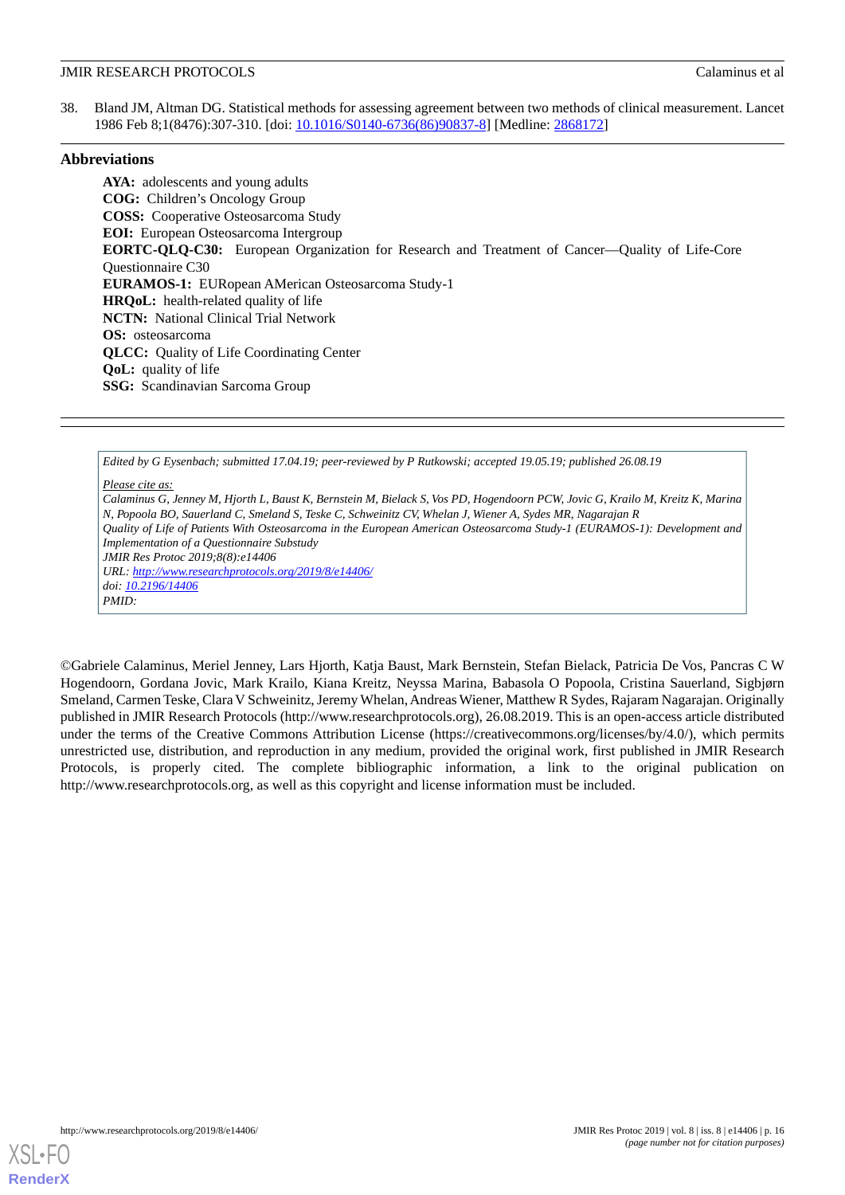38. Bland JM, Altman DG. Statistical methods for assessing agreement between two methods of clinical measurement. Lancet 1986 Feb 8;1(8476):307-310. [doi: 10.1016/S0140-6736(86)90837-8] [Medline: 2868172]

## Abbreviations

**AYA:** adolescents and young adults
**COG:** Children's Oncology Group
**COSS:** Cooperative Osteosarcoma Study
**EOI:** European Osteosarcoma Intergroup
**EORTC-QLQ-C30:** European Organization for Research and Treatment of Cancer—Quality of Life-Core Questionnaire C30
**EURAMOS-1:** EURopean AMerican Osteosarcoma Study-1
**HRQoL:** health-related quality of life
**NCTN:** National Clinical Trial Network
**OS:** osteosarcoma
**QLCC:** Quality of Life Coordinating Center
**QoL:** quality of life
**SSG:** Scandinavian Sarcoma Group

*Edited by G Eysenbach; submitted 17.04.19; peer-reviewed by P Rutkowski; accepted 19.05.19; published 26.08.19*

*Please cite as:*
*Calaminus G, Jenney M, Hjorth L, Baust K, Bernstein M, Bielack S, Vos PD, Hogendoorn PCW, Jovic G, Krailo M, Kreitz K, Marina N, Popoola BO, Sauerland C, Smeland S, Teske C, Schweinitz CV, Whelan J, Wiener A, Sydes MR, Nagarajan R*
*Quality of Life of Patients With Osteosarcoma in the European American Osteosarcoma Study-1 (EURAMOS-1): Development and Implementation of a Questionnaire Substudy*
*JMIR Res Protoc 2019;8(8):e14406*
*URL: http://www.researchprotocols.org/2019/8/e14406/*
*doi: 10.2196/14406*
*PMID:*

©Gabriele Calaminus, Meriel Jenney, Lars Hjorth, Katja Baust, Mark Bernstein, Stefan Bielack, Patricia De Vos, Pancras C W Hogendoorn, Gordana Jovic, Mark Krailo, Kiana Kreitz, Neyssa Marina, Babasola O Popoola, Cristina Sauerland, Sigbjørn Smeland, Carmen Teske, Clara V Schweinitz, Jeremy Whelan, Andreas Wiener, Matthew R Sydes, Rajaram Nagarajan. Originally published in JMIR Research Protocols (http://www.researchprotocols.org), 26.08.2019. This is an open-access article distributed under the terms of the Creative Commons Attribution License (https://creativecommons.org/licenses/by/4.0/), which permits unrestricted use, distribution, and reproduction in any medium, provided the original work, first published in JMIR Research Protocols, is properly cited. The complete bibliographic information, a link to the original publication on http://www.researchprotocols.org, as well as this copyright and license information must be included.